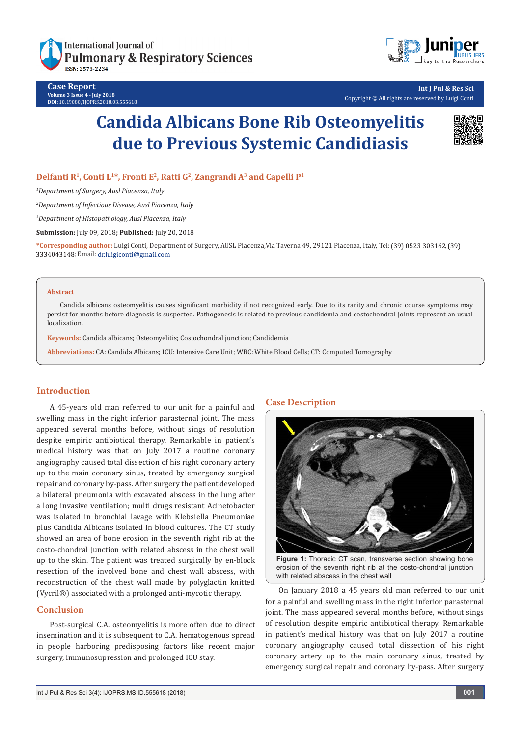# Candida Albicans Bone Rib Osteomyelitis due to Previous Systemic Candidiasis

**Delfanti R[1], Conti L[1]*, Fronti E[2], Ratti G[2], Zangrandi A[3] and Capelli P[1]**

[1]Department of Surgery, Ausl Piacenza, Italy

[2]Department of Infectious Disease, Ausl Piacenza, Italy

[3]Department of Histopathology, Ausl Piacenza, Italy

**Submission:** July 09, 2018; **Published:** July 20, 2018

***Corresponding author:** Luigi Conti, Department of Surgery, AUSL Piacenza,Via Taverna 49, 29121 Piacenza, Italy, Tel: (39) 0523 303162, (39) 3334043148; Email: dr.luigiconti@gmail.com

## Abstract

Candida albicans osteomyelitis causes significant morbidity if not recognized early. Due to its rarity and chronic course symptoms may persist for months before diagnosis is suspected. Pathogenesis is related to previous candidemia and costochondral joints represent an usual localization.

**Keywords:** Candida albicans; Osteomyelitis; Costochondral junction; Candidemia

**Abbreviations:** CA: Candida Albicans; ICU: Intensive Care Unit; WBC: White Blood Cells; CT: Computed Tomography

## Introduction

A 45-years old man referred to our unit for a painful and swelling mass in the right inferior parasternal joint. The mass appeared several months before, without sings of resolution despite empiric antibiotical therapy. Remarkable in patient's medical history was that on July 2017 a routine coronary angiography caused total dissection of his right coronary artery up to the main coronary sinus, treated by emergency surgical repair and coronary by-pass. After surgery the patient developed a bilateral pneumonia with excavated abscess in the lung after a long invasive ventilation; multi drugs resistant Acinetobacter was isolated in bronchial lavage with Klebsiella Pneumoniae plus Candida Albicans isolated in blood cultures. The CT study showed an area of bone erosion in the seventh right rib at the costo-chondral junction with related abscess in the chest wall up to the skin. The patient was treated surgically by en-block resection of the involved bone and chest wall abscess, with reconstruction of the chest wall made by polyglactin knitted (Vycril®) associated with a prolonged anti-mycotic therapy.

## Conclusion

Post-surgical C.A. osteomyelitis is more often due to direct insemination and it is subsequent to C.A. hematogenous spread in people harboring predisposing factors like recent major surgery, immunosupression and prolonged ICU stay.

## Case Description

Figure 1: Thoracic CT scan, transverse section showing bone erosion of the seventh right rib at the costo-chondral junction with related abscess in the chest wall

On January 2018 a 45 years old man referred to our unit for a painful and swelling mass in the right inferior parasternal joint. The mass appeared several months before, without sings of resolution despite empiric antibiotical therapy. Remarkable in patient's medical history was that on July 2017 a routine coronary angiography caused total dissection of his right coronary artery up to the main coronary sinus, treated by emergency surgical repair and coronary by-pass. After surgery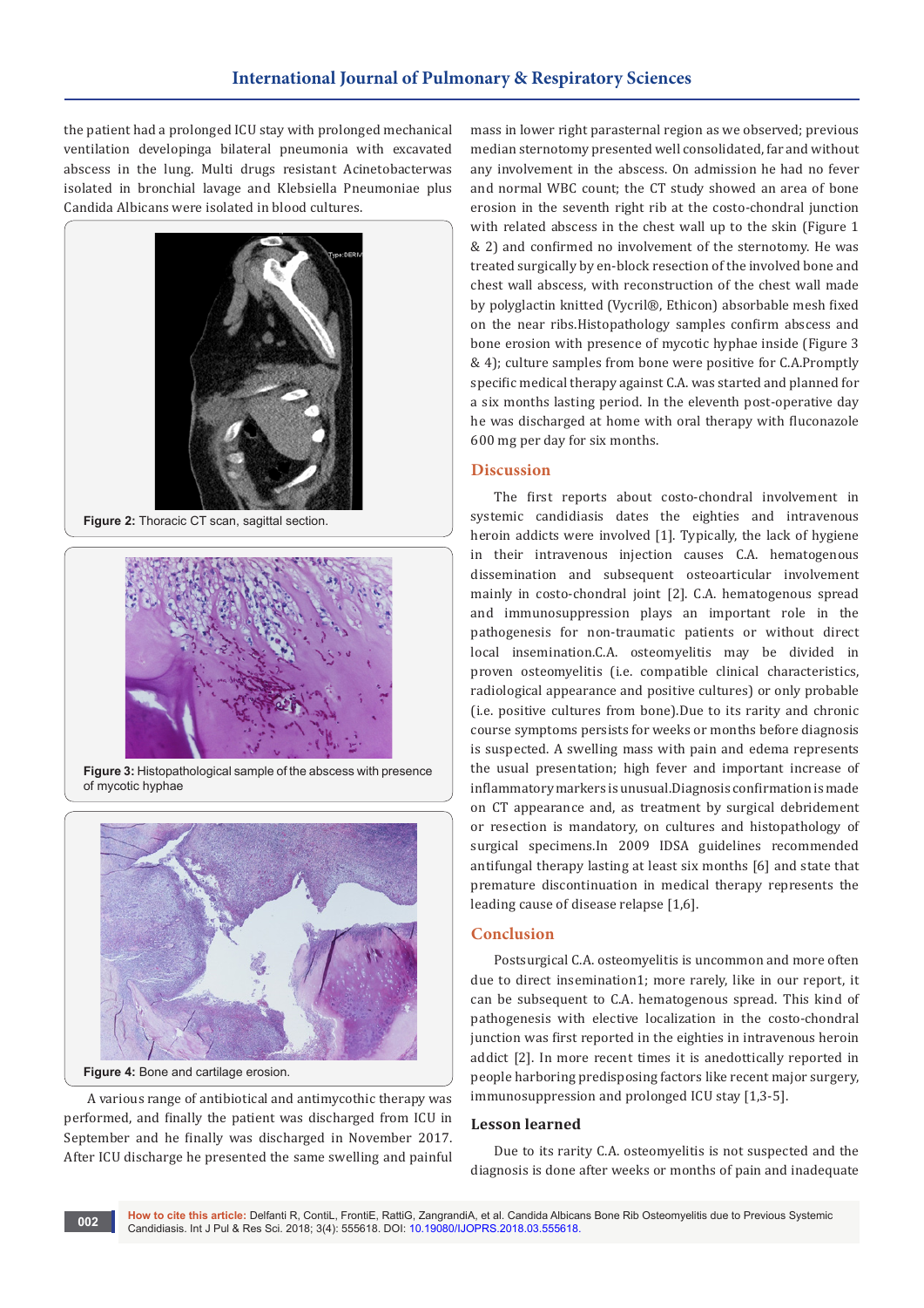the patient had a prolonged ICU stay with prolonged mechanical ventilation developinga bilateral pneumonia with excavated abscess in the lung. Multi drugs resistant Acinetobacterwas isolated in bronchial lavage and Klebsiella Pneumoniae plus Candida Albicans were isolated in blood cultures.

**Figure 2:** Thoracic CT scan, sagittal section.

**Figure 3:** Histopathological sample of the abscess with presence of mycotic hyphae

**Figure 4:** Bone and cartilage erosion.

A various range of antibiotical and antimycothic therapy was performed, and finally the patient was discharged from ICU in September and he finally was discharged in November 2017. After ICU discharge he presented the same swelling and painful mass in lower right parasternal region as we observed; previous median sternotomy presented well consolidated, far and without any involvement in the abscess. On admission he had no fever and normal WBC count; the CT study showed an area of bone erosion in the seventh right rib at the costo-chondral junction with related abscess in the chest wall up to the skin (Figure 1 & 2) and confirmed no involvement of the sternotomy. He was treated surgically by en-block resection of the involved bone and chest wall abscess, with reconstruction of the chest wall made by polyglactin knitted (Vycril®, Ethicon) absorbable mesh fixed on the near ribs.Histopathology samples confirm abscess and bone erosion with presence of mycotic hyphae inside (Figure 3 & 4); culture samples from bone were positive for C.A.Promptly specific medical therapy against C.A. was started and planned for a six months lasting period. In the eleventh post-operative day he was discharged at home with oral therapy with fluconazole 600 mg per day for six months.

## Discussion

The first reports about costo-chondral involvement in systemic candidiasis dates the eighties and intravenous heroin addicts were involved [1]. Typically, the lack of hygiene in their intravenous injection causes C.A. hematogenous dissemination and subsequent osteoarticular involvement mainly in costo-chondral joint [2]. C.A. hematogenous spread and immunosuppression plays an important role in the pathogenesis for non-traumatic patients or without direct local insemination.C.A. osteomyelitis may be divided in proven osteomyelitis (i.e. compatible clinical characteristics, radiological appearance and positive cultures) or only probable (i.e. positive cultures from bone).Due to its rarity and chronic course symptoms persists for weeks or months before diagnosis is suspected. A swelling mass with pain and edema represents the usual presentation; high fever and important increase of inflammatory markers is unusual.Diagnosis confirmation is made on CT appearance and, as treatment by surgical debridement or resection is mandatory, on cultures and histopathology of surgical specimens.In 2009 IDSA guidelines recommended antifungal therapy lasting at least six months [6] and state that premature discontinuation in medical therapy represents the leading cause of disease relapse [1,6].

## Conclusion

Postsurgical C.A. osteomyelitis is uncommon and more often due to direct insemination1; more rarely, like in our report, it can be subsequent to C.A. hematogenous spread. This kind of pathogenesis with elective localization in the costo-chondral junction was first reported in the eighties in intravenous heroin addict [2]. In more recent times it is anedottically reported in people harboring predisposing factors like recent major surgery, immunosuppression and prolonged ICU stay [1,3-5].

### Lesson learned

Due to its rarity C.A. osteomyelitis is not suspected and the diagnosis is done after weeks or months of pain and inadequate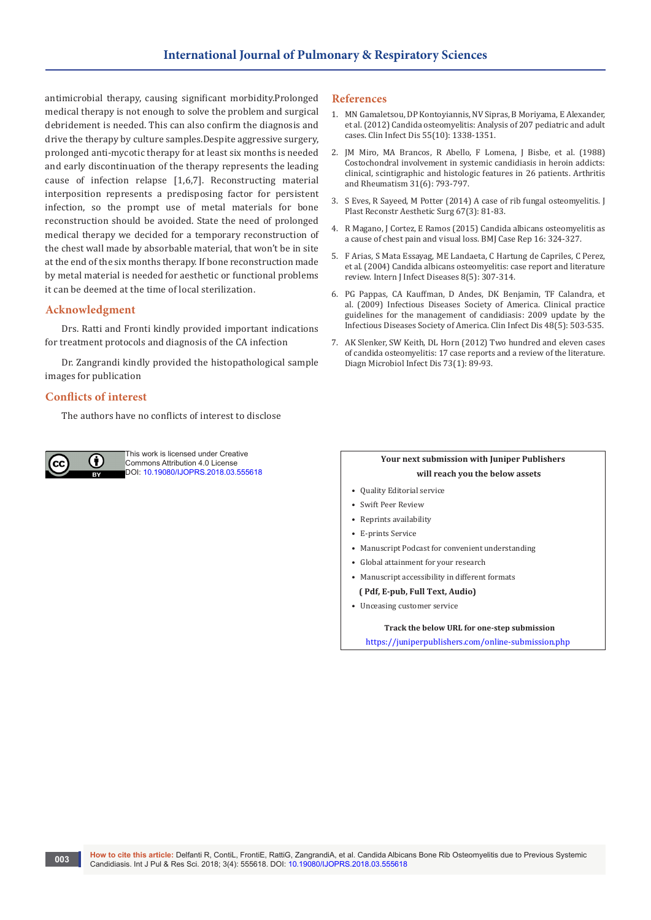antimicrobial therapy, causing significant morbidity.Prolonged medical therapy is not enough to solve the problem and surgical debridement is needed. This can also confirm the diagnosis and drive the therapy by culture samples.Despite aggressive surgery, prolonged anti-mycotic therapy for at least six months is needed and early discontinuation of the therapy represents the leading cause of infection relapse [1,6,7]. Reconstructing material interposition represents a predisposing factor for persistent infection, so the prompt use of metal materials for bone reconstruction should be avoided. State the need of prolonged medical therapy we decided for a temporary reconstruction of the chest wall made by absorbable material, that won't be in site at the end of the six months therapy. If bone reconstruction made by metal material is needed for aesthetic or functional problems it can be deemed at the time of local sterilization.

## Acknowledgment

Drs. Ratti and Fronti kindly provided important indications for treatment protocols and diagnosis of the CA infection

Dr. Zangrandi kindly provided the histopathological sample images for publication

## Conflicts of interest

The authors have no conflicts of interest to disclose

## References

1. MN Gamaletsou, DP Kontoyiannis, NV Sipras, B Moriyama, E Alexander, et al. (2012) Candida osteomyelitis: Analysis of 207 pediatric and adult cases. Clin Infect Dis 55(10): 1338-1351.
2. JM Miro, MA Brancos, R Abello, F Lomena, J Bisbe, et al. (1988) Costochondral involvement in systemic candidiasis in heroin addicts: clinical, scintigraphic and histologic features in 26 patients. Arthritis and Rheumatism 31(6): 793-797.
3. S Eves, R Sayeed, M Potter (2014) A case of rib fungal osteomyelitis. J Plast Reconstr Aesthetic Surg 67(3): 81-83.
4. R Magano, J Cortez, E Ramos (2015) Candida albicans osteomyelitis as a cause of chest pain and visual loss. BMJ Case Rep 16: 324-327.
5. F Arias, S Mata Essayag, ME Landaeta, C Hartung de Capriles, C Perez, et al. (2004) Candida albicans osteomyelitis: case report and literature review. Intern J Infect Diseases 8(5): 307-314.
6. PG Pappas, CA Kauffman, D Andes, DK Benjamin, TF Calandra, et al. (2009) Infectious Diseases Society of America. Clinical practice guidelines for the management of candidiasis: 2009 update by the Infectious Diseases Society of America. Clin Infect Dis 48(5): 503-535.
7. AK Slenker, SW Keith, DL Horn (2012) Two hundred and eleven cases of candida osteomyelitis: 17 case reports and a review of the literature. Diagn Microbiol Infect Dis 73(1): 89-93.

This work is licensed under Creative Commons Attribution 4.0 License
DOI: 10.19080/IJOPRS.2018.03.555618

**Your next submission with Juniper Publishers will reach you the below assets**

- Quality Editorial service
- Swift Peer Review
- Reprints availability
- E-prints Service
- Manuscript Podcast for convenient understanding
- Global attainment for your research
- Manuscript accessibility in different formats

**( Pdf, E-pub, Full Text, Audio)**

- Unceasing customer service

**Track the below URL for one-step submission**

https://juniperpublishers.com/online-submission.php

**How to cite this article:** Delfanti R, ContiL, FrontiE, RattiG, ZangrandiA, et al. Candida Albicans Bone Rib Osteomyelitis due to Previous Systemic Candidiasis. Int J Pul & Res Sci. 2018; 3(4): 555618. DOI: 10.19080/IJOPRS.2018.03.555618